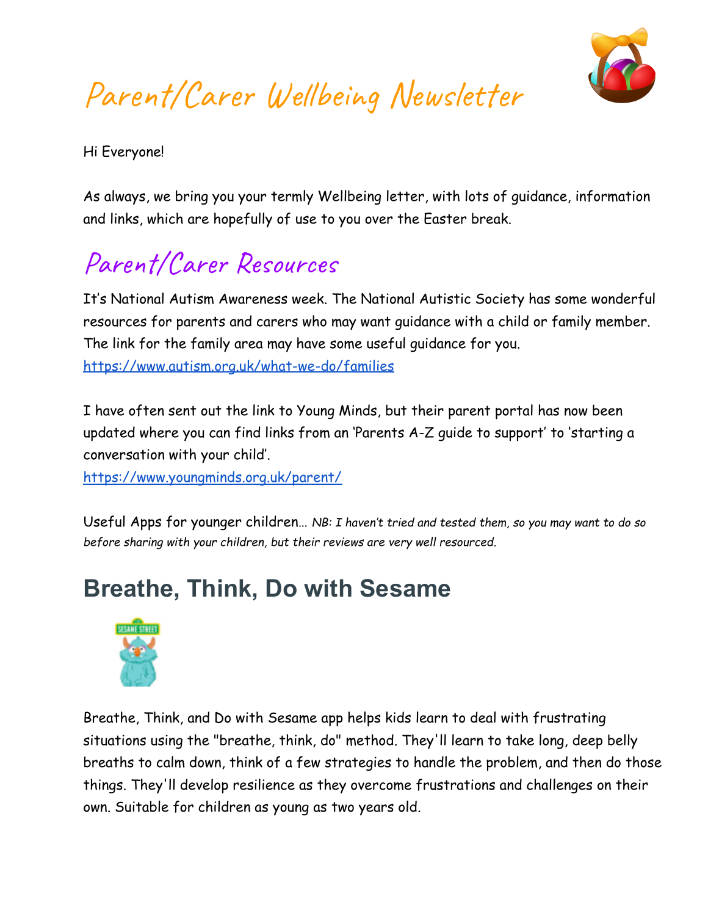# Parent/Carer Wellbeing Newsletter

Hi Everyone!

As always, we bring you your termly Wellbeing letter, with lots of guidance, information and links, which are hopefully of use to you over the Easter break.

## Parent/Carer Resources

It's National Autism Awareness week. The National Autistic Society has some wonderful resources for parents and carers who may want guidance with a child or family member. The link for the family area may have some useful guidance for you.
https://www.autism.org.uk/what-we-do/families

I have often sent out the link to Young Minds, but their parent portal has now been updated where you can find links from an 'Parents A-Z guide to support' to 'starting a conversation with your child'.
https://www.youngminds.org.uk/parent/

Useful Apps for younger children... *NB: I haven't tried and tested them, so you may want to do so before sharing with your children, but their reviews are very well resourced.*

## Breathe, Think, Do with Sesame

Breathe, Think, and Do with Sesame app helps kids learn to deal with frustrating situations using the "breathe, think, do" method. They'll learn to take long, deep belly breaths to calm down, think of a few strategies to handle the problem, and then do those things. They'll develop resilience as they overcome frustrations and challenges on their own. Suitable for children as young as two years old.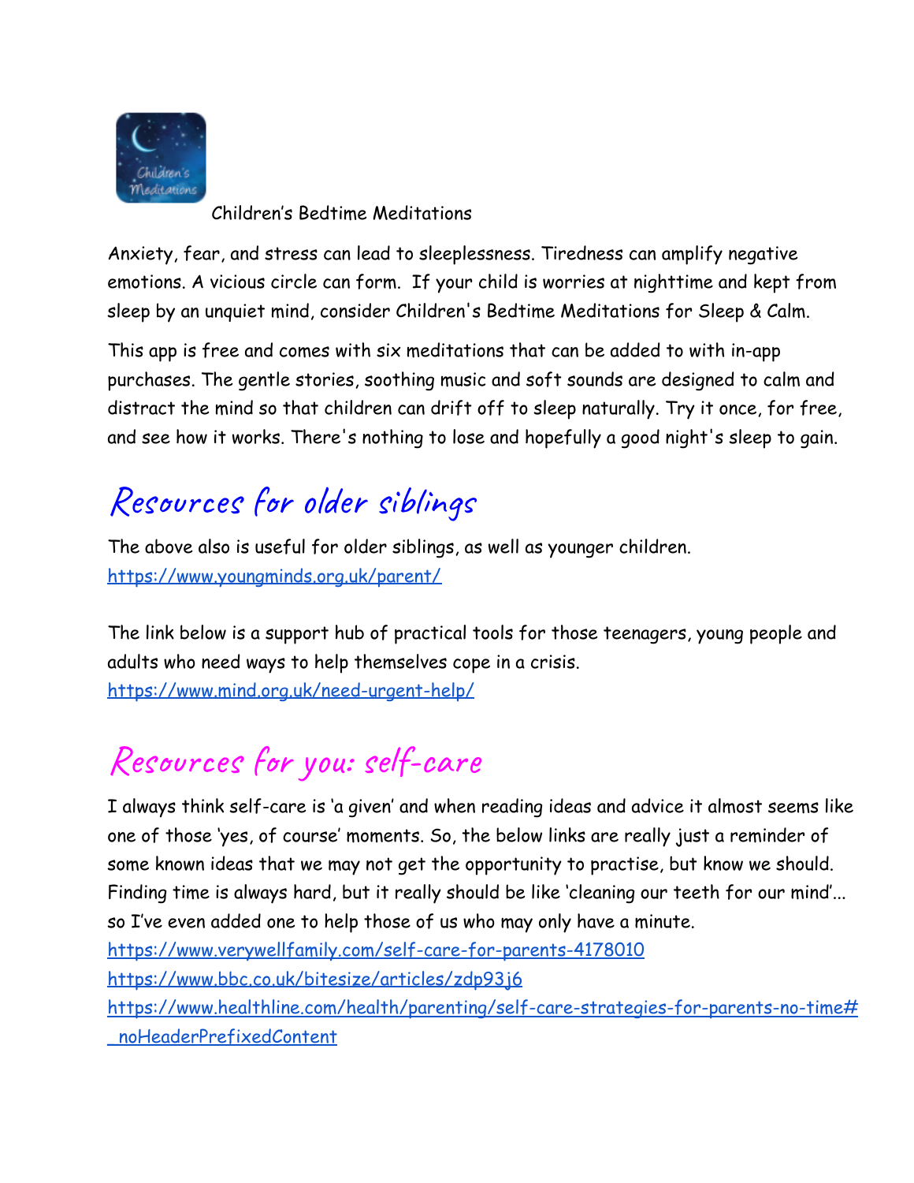Children's Bedtime Meditations

Anxiety, fear, and stress can lead to sleeplessness. Tiredness can amplify negative emotions. A vicious circle can form. If your child is worries at nighttime and kept from sleep by an unquiet mind, consider Children's Bedtime Meditations for Sleep & Calm.

This app is free and comes with six meditations that can be added to with in-app purchases. The gentle stories, soothing music and soft sounds are designed to calm and distract the mind so that children can drift off to sleep naturally. Try it once, for free, and see how it works. There's nothing to lose and hopefully a good night's sleep to gain.

## Resources for older siblings

The above also is useful for older siblings, as well as younger children.
https://www.youngminds.org.uk/parent/

The link below is a support hub of practical tools for those teenagers, young people and adults who need ways to help themselves cope in a crisis.
https://www.mind.org.uk/need-urgent-help/

## Resources for you: self-care

I always think self-care is 'a given' and when reading ideas and advice it almost seems like one of those 'yes, of course' moments. So, the below links are really just a reminder of some known ideas that we may not get the opportunity to practise, but know we should. Finding time is always hard, but it really should be like 'cleaning our teeth for our mind'... so I've even added one to help those of us who may only have a minute.
https://www.verywellfamily.com/self-care-for-parents-4178010
https://www.bbc.co.uk/bitesize/articles/zdp93j6
https://www.healthline.com/health/parenting/self-care-strategies-for-parents-no-time#_noHeaderPrefixedContent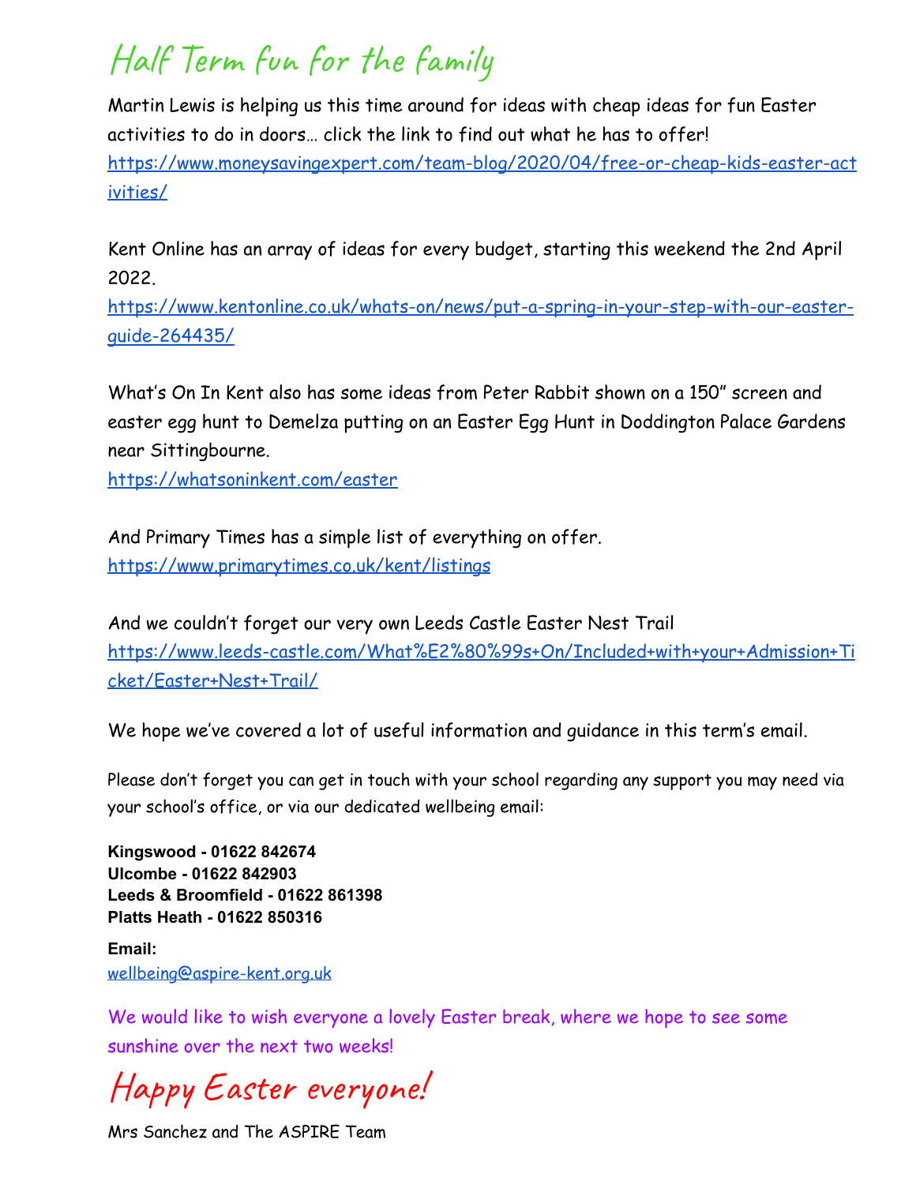# Half Term fun for the family

Martin Lewis is helping us this time around for ideas with cheap ideas for fun Easter activities to do in doors… click the link to find out what he has to offer!
https://www.moneysavingexpert.com/team-blog/2020/04/free-or-cheap-kids-easter-activities/

Kent Online has an array of ideas for every budget, starting this weekend the 2nd April 2022.
https://www.kentonline.co.uk/whats-on/news/put-a-spring-in-your-step-with-our-easter-guide-264435/

What's On In Kent also has some ideas from Peter Rabbit shown on a 150" screen and easter egg hunt to Demelza putting on an Easter Egg Hunt in Doddington Palace Gardens near Sittingbourne.
https://whatsoninkent.com/easter

And Primary Times has a simple list of everything on offer.
https://www.primarytimes.co.uk/kent/listings

And we couldn't forget our very own Leeds Castle Easter Nest Trail
https://www.leeds-castle.com/What%E2%80%99s+On/Included+with+your+Admission+Ticket/Easter+Nest+Trail/

We hope we've covered a lot of useful information and guidance in this term's email.

Please don't forget you can get in touch with your school regarding any support you may need via your school's office, or via our dedicated wellbeing email:

**Kingswood - 01622 842674**
**Ulcombe - 01622 842903**
**Leeds & Broomfield - 01622 861398**
**Platts Heath - 01622 850316**

**Email:**
wellbeing@aspire-kent.org.uk

We would like to wish everyone a lovely Easter break, where we hope to see some sunshine over the next two weeks!

# Happy Easter everyone!

Mrs Sanchez and The ASPIRE Team